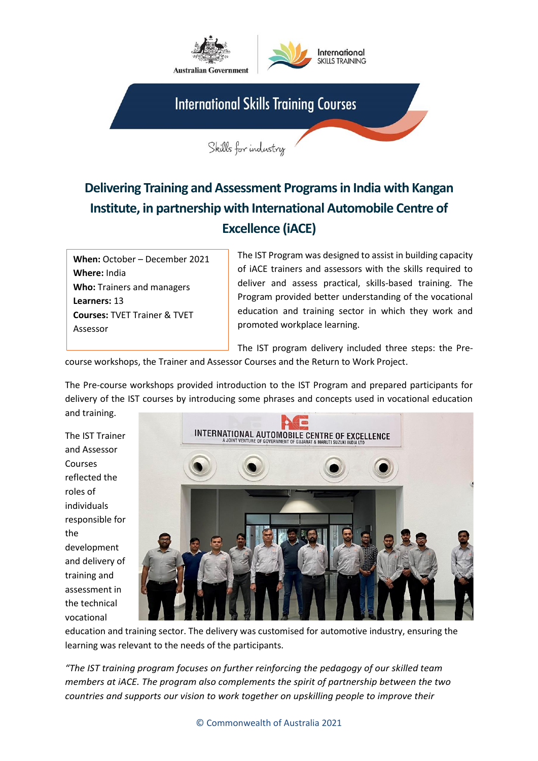# International Skills Training Courses

Skills for industry

## Delivering Training and Assessment Programs in India with Kangan Institute, in partnership with International Automobile Centre of Excellence (iACE)

**When:** October – December 2021
**Where:** India
**Who:** Trainers and managers
**Learners:** 13
**Courses:** TVET Trainer & TVET Assessor

The IST Program was designed to assist in building capacity of iACE trainers and assessors with the skills required to deliver and assess practical, skills-based training. The Program provided better understanding of the vocational education and training sector in which they work and promoted workplace learning.

The IST program delivery included three steps: the Pre-course workshops, the Trainer and Assessor Courses and the Return to Work Project.

The Pre-course workshops provided introduction to the IST Program and prepared participants for delivery of the IST courses by introducing some phrases and concepts used in vocational education and training.

The IST Trainer and Assessor Courses reflected the roles of individuals responsible for the development and delivery of training and assessment in the technical vocational education and training sector. The delivery was customised for automotive industry, ensuring the learning was relevant to the needs of the participants.

*"The IST training program focuses on further reinforcing the pedagogy of our skilled team members at iACE. The program also complements the spirit of partnership between the two countries and supports our vision to work together on upskilling people to improve their*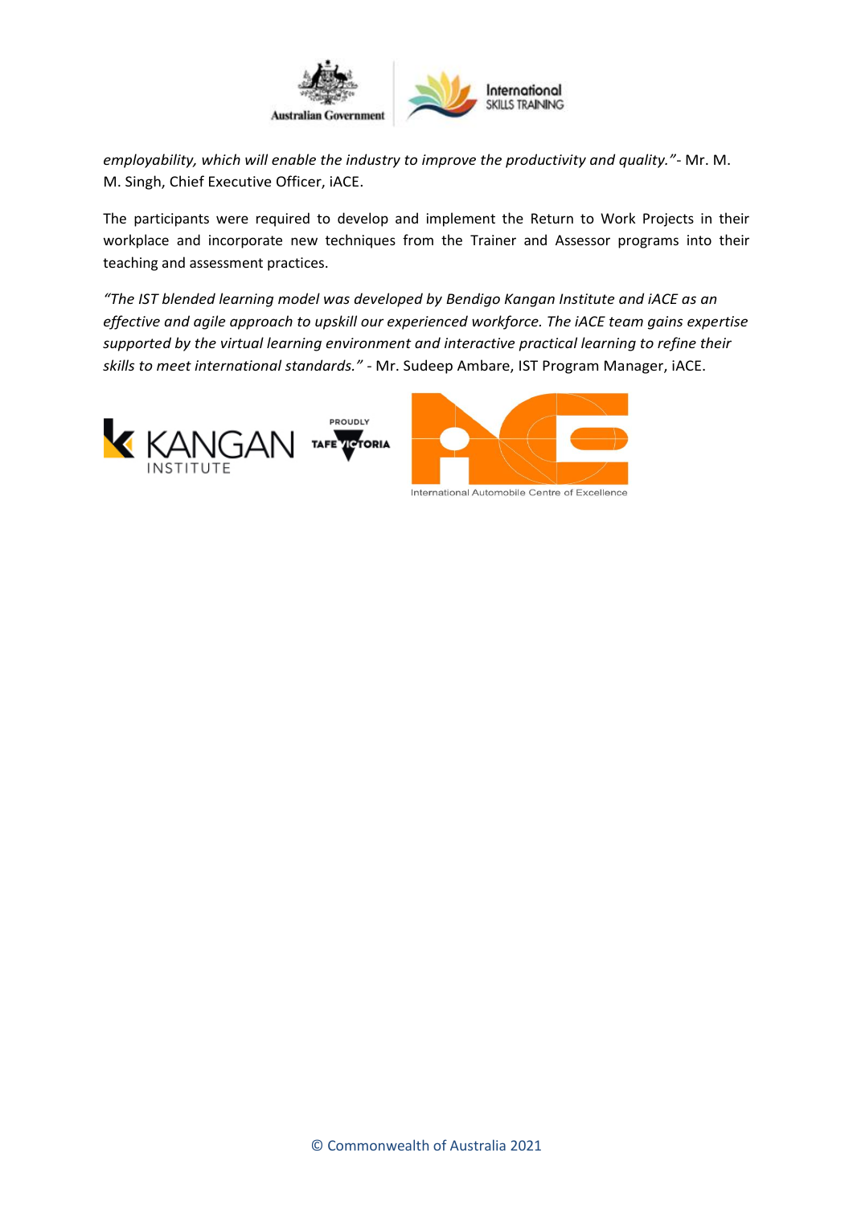*employability, which will enable the industry to improve the productivity and quality."*- Mr. M. M. Singh, Chief Executive Officer, iACE.

The participants were required to develop and implement the Return to Work Projects in their workplace and incorporate new techniques from the Trainer and Assessor programs into their teaching and assessment practices.

*"The IST blended learning model was developed by Bendigo Kangan Institute and iACE as an effective and agile approach to upskill our experienced workforce. The iACE team gains expertise supported by the virtual learning environment and interactive practical learning to refine their skills to meet international standards."* - Mr. Sudeep Ambare, IST Program Manager, iACE.

© Commonwealth of Australia 2021